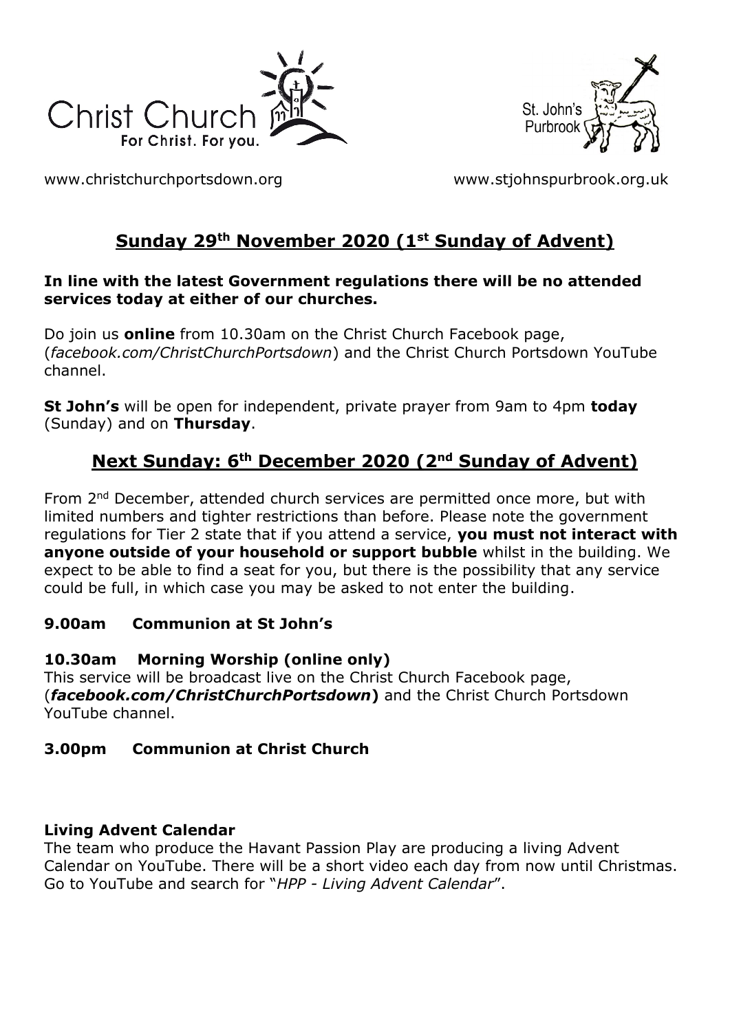Christ Church
For Christ. For you.

St. John's Purbrook

www.christchurchportsdown.org www.stjohnspurbrook.org.uk

## Sunday 29th November 2020 (1st Sunday of Advent)

**In line with the latest Government regulations there will be no attended services today at either of our churches.**

Do join us **online** from 10.30am on the Christ Church Facebook page, (*facebook.com/ChristChurchPortsdown*) and the Christ Church Portsdown YouTube channel.

**St John's** will be open for independent, private prayer from 9am to 4pm **today** (Sunday) and on **Thursday**.

## Next Sunday: 6th December 2020 (2nd Sunday of Advent)

From 2nd December, attended church services are permitted once more, but with limited numbers and tighter restrictions than before. Please note the government regulations for Tier 2 state that if you attend a service, **you must not interact with anyone outside of your household or support bubble** whilst in the building. We expect to be able to find a seat for you, but there is the possibility that any service could be full, in which case you may be asked to not enter the building.

**9.00am Communion at St John's**

**10.30am Morning Worship (online only)**
This service will be broadcast live on the Christ Church Facebook page, (***facebook.com/ChristChurchPortsdown***) and the Christ Church Portsdown YouTube channel.

**3.00pm Communion at Christ Church**

**Living Advent Calendar**
The team who produce the Havant Passion Play are producing a living Advent Calendar on YouTube. There will be a short video each day from now until Christmas. Go to YouTube and search for "*HPP - Living Advent Calendar*".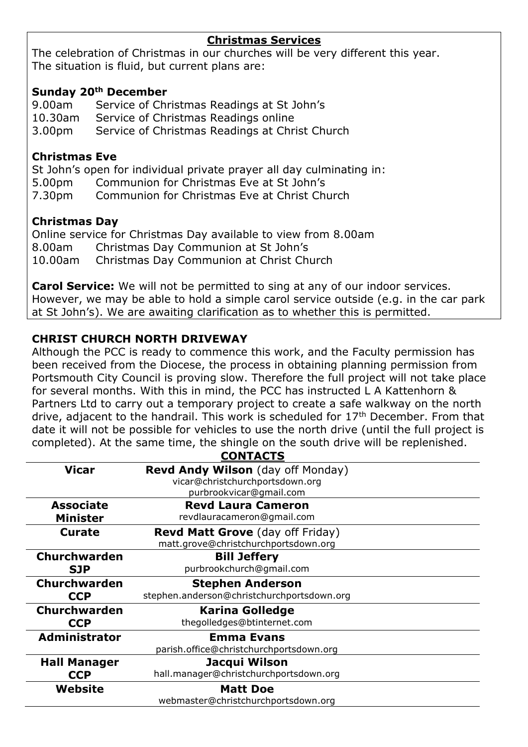## Christmas Services

The celebration of Christmas in our churches will be very different this year. The situation is fluid, but current plans are:

**Sunday 20th December**

9.00am Service of Christmas Readings at St John's
10.30am Service of Christmas Readings online
3.00pm Service of Christmas Readings at Christ Church

**Christmas Eve**

St John's open for individual private prayer all day culminating in:
5.00pm Communion for Christmas Eve at St John's
7.30pm Communion for Christmas Eve at Christ Church

**Christmas Day**

Online service for Christmas Day available to view from 8.00am
8.00am Christmas Day Communion at St John's
10.00am Christmas Day Communion at Christ Church

**Carol Service:** We will not be permitted to sing at any of our indoor services. However, we may be able to hold a simple carol service outside (e.g. in the car park at St John's). We are awaiting clarification as to whether this is permitted.

## CHRIST CHURCH NORTH DRIVEWAY

Although the PCC is ready to commence this work, and the Faculty permission has been received from the Diocese, the process in obtaining planning permission from Portsmouth City Council is proving slow. Therefore the full project will not take place for several months. With this in mind, the PCC has instructed L A Kattenhorn & Partners Ltd to carry out a temporary project to create a safe walkway on the north drive, adjacent to the handrail. This work is scheduled for 17th December. From that date it will not be possible for vehicles to use the north drive (until the full project is completed). At the same time, the shingle on the south drive will be replenished.

## CONTACTS

| Role | Contact |
|---|---|
| **Vicar** | **Revd Andy Wilson** (day off Monday)<br>vicar@christchurchportsdown.org<br>purbrookvicar@gmail.com |
| **Associate Minister** | **Revd Laura Cameron**<br>revdlauracameron@gmail.com |
| **Curate** | **Revd Matt Grove** (day off Friday)<br>matt.grove@christchurchportsdown.org |
| **Churchwarden SJP** | **Bill Jeffery**<br>purbrookchurch@gmail.com |
| **Churchwarden CCP** | **Stephen Anderson**<br>stephen.anderson@christchurchportsdown.org |
| **Churchwarden CCP** | **Karina Golledge**<br>thegolledges@btinternet.com |
| **Administrator** | **Emma Evans**<br>parish.office@christchurchportsdown.org |
| **Hall Manager CCP** | **Jacqui Wilson**<br>hall.manager@christchurchportsdown.org |
| **Website** | **Matt Doe**<br>webmaster@christchurchportsdown.org |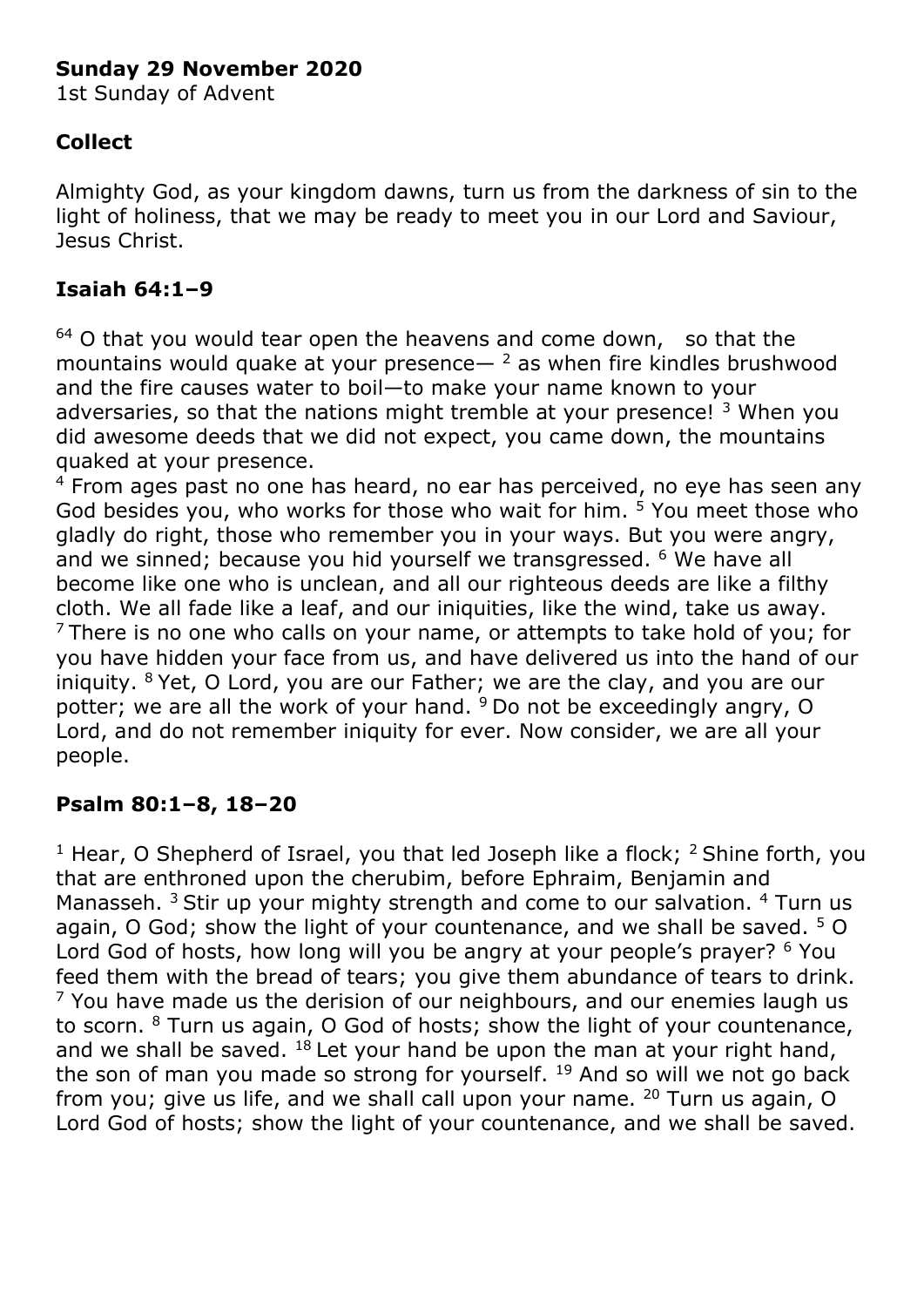**Sunday 29 November 2020**

1st Sunday of Advent

## Collect

Almighty God, as your kingdom dawns, turn us from the darkness of sin to the light of holiness, that we may be ready to meet you in our Lord and Saviour, Jesus Christ.

## Isaiah 64:1–9

[64] O that you would tear open the heavens and come down, so that the mountains would quake at your presence— [2] as when fire kindles brushwood and the fire causes water to boil—to make your name known to your adversaries, so that the nations might tremble at your presence! [3] When you did awesome deeds that we did not expect, you came down, the mountains quaked at your presence.

[4] From ages past no one has heard, no ear has perceived, no eye has seen any God besides you, who works for those who wait for him. [5] You meet those who gladly do right, those who remember you in your ways. But you were angry, and we sinned; because you hid yourself we transgressed. [6] We have all become like one who is unclean, and all our righteous deeds are like a filthy cloth. We all fade like a leaf, and our iniquities, like the wind, take us away. [7] There is no one who calls on your name, or attempts to take hold of you; for you have hidden your face from us, and have delivered us into the hand of our iniquity. [8] Yet, O Lord, you are our Father; we are the clay, and you are our potter; we are all the work of your hand. [9] Do not be exceedingly angry, O Lord, and do not remember iniquity for ever. Now consider, we are all your people.

## Psalm 80:1–8, 18–20

[1] Hear, O Shepherd of Israel, you that led Joseph like a flock; [2] Shine forth, you that are enthroned upon the cherubim, before Ephraim, Benjamin and Manasseh. [3] Stir up your mighty strength and come to our salvation. [4] Turn us again, O God; show the light of your countenance, and we shall be saved. [5] O Lord God of hosts, how long will you be angry at your people's prayer? [6] You feed them with the bread of tears; you give them abundance of tears to drink. [7] You have made us the derision of our neighbours, and our enemies laugh us to scorn. [8] Turn us again, O God of hosts; show the light of your countenance, and we shall be saved. [18] Let your hand be upon the man at your right hand, the son of man you made so strong for yourself. [19] And so will we not go back from you; give us life, and we shall call upon your name. [20] Turn us again, O Lord God of hosts; show the light of your countenance, and we shall be saved.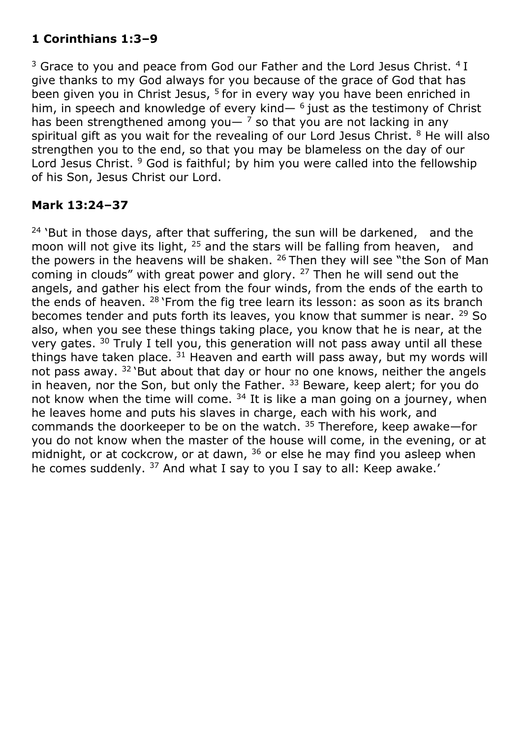**1 Corinthians 1:3–9**

[3] Grace to you and peace from God our Father and the Lord Jesus Christ. [4] I give thanks to my God always for you because of the grace of God that has been given you in Christ Jesus, [5] for in every way you have been enriched in him, in speech and knowledge of every kind— [6] just as the testimony of Christ has been strengthened among you— [7] so that you are not lacking in any spiritual gift as you wait for the revealing of our Lord Jesus Christ. [8] He will also strengthen you to the end, so that you may be blameless on the day of our Lord Jesus Christ. [9] God is faithful; by him you were called into the fellowship of his Son, Jesus Christ our Lord.

**Mark 13:24–37**

[24] 'But in those days, after that suffering, the sun will be darkened, and the moon will not give its light, [25] and the stars will be falling from heaven, and the powers in the heavens will be shaken. [26] Then they will see "the Son of Man coming in clouds" with great power and glory. [27] Then he will send out the angels, and gather his elect from the four winds, from the ends of the earth to the ends of heaven. [28] 'From the fig tree learn its lesson: as soon as its branch becomes tender and puts forth its leaves, you know that summer is near. [29] So also, when you see these things taking place, you know that he is near, at the very gates. [30] Truly I tell you, this generation will not pass away until all these things have taken place. [31] Heaven and earth will pass away, but my words will not pass away. [32] 'But about that day or hour no one knows, neither the angels in heaven, nor the Son, but only the Father. [33] Beware, keep alert; for you do not know when the time will come. [34] It is like a man going on a journey, when he leaves home and puts his slaves in charge, each with his work, and commands the doorkeeper to be on the watch. [35] Therefore, keep awake—for you do not know when the master of the house will come, in the evening, or at midnight, or at cockcrow, or at dawn, [36] or else he may find you asleep when he comes suddenly. [37] And what I say to you I say to all: Keep awake.'